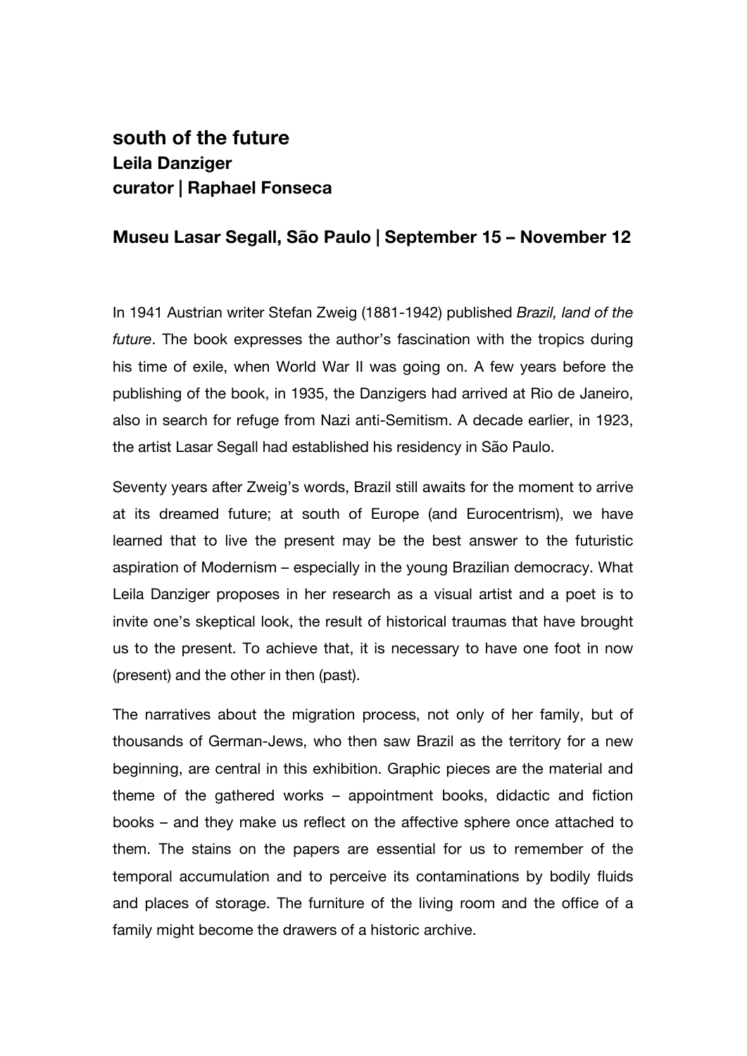# south of the future
## Leila Danziger
## curator | Raphael Fonseca

### Museu Lasar Segall, São Paulo | September 15 – November 12

In 1941 Austrian writer Stefan Zweig (1881-1942) published *Brazil, land of the future*. The book expresses the author's fascination with the tropics during his time of exile, when World War II was going on. A few years before the publishing of the book, in 1935, the Danzigers had arrived at Rio de Janeiro, also in search for refuge from Nazi anti-Semitism. A decade earlier, in 1923, the artist Lasar Segall had established his residency in São Paulo.

Seventy years after Zweig's words, Brazil still awaits for the moment to arrive at its dreamed future; at south of Europe (and Eurocentrism), we have learned that to live the present may be the best answer to the futuristic aspiration of Modernism – especially in the young Brazilian democracy. What Leila Danziger proposes in her research as a visual artist and a poet is to invite one's skeptical look, the result of historical traumas that have brought us to the present. To achieve that, it is necessary to have one foot in now (present) and the other in then (past).

The narratives about the migration process, not only of her family, but of thousands of German-Jews, who then saw Brazil as the territory for a new beginning, are central in this exhibition. Graphic pieces are the material and theme of the gathered works – appointment books, didactic and fiction books – and they make us reflect on the affective sphere once attached to them. The stains on the papers are essential for us to remember of the temporal accumulation and to perceive its contaminations by bodily fluids and places of storage. The furniture of the living room and the office of a family might become the drawers of a historic archive.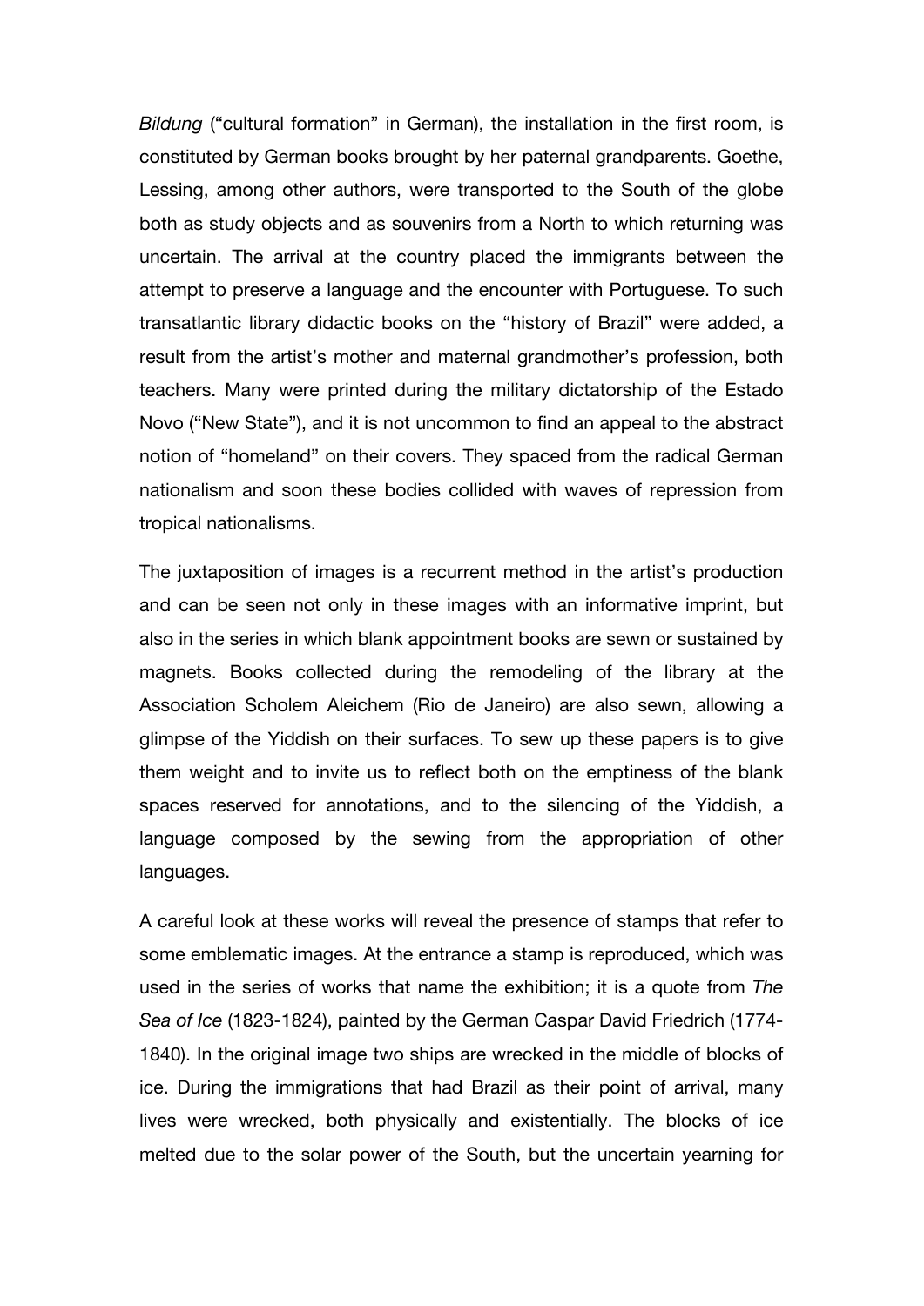*Bildung* ("cultural formation" in German), the installation in the first room, is constituted by German books brought by her paternal grandparents. Goethe, Lessing, among other authors, were transported to the South of the globe both as study objects and as souvenirs from a North to which returning was uncertain. The arrival at the country placed the immigrants between the attempt to preserve a language and the encounter with Portuguese. To such transatlantic library didactic books on the "history of Brazil" were added, a result from the artist's mother and maternal grandmother's profession, both teachers. Many were printed during the military dictatorship of the Estado Novo ("New State"), and it is not uncommon to find an appeal to the abstract notion of "homeland" on their covers. They spaced from the radical German nationalism and soon these bodies collided with waves of repression from tropical nationalisms.

The juxtaposition of images is a recurrent method in the artist's production and can be seen not only in these images with an informative imprint, but also in the series in which blank appointment books are sewn or sustained by magnets. Books collected during the remodeling of the library at the Association Scholem Aleichem (Rio de Janeiro) are also sewn, allowing a glimpse of the Yiddish on their surfaces. To sew up these papers is to give them weight and to invite us to reflect both on the emptiness of the blank spaces reserved for annotations, and to the silencing of the Yiddish, a language composed by the sewing from the appropriation of other languages.

A careful look at these works will reveal the presence of stamps that refer to some emblematic images. At the entrance a stamp is reproduced, which was used in the series of works that name the exhibition; it is a quote from *The Sea of Ice* (1823-1824), painted by the German Caspar David Friedrich (1774-1840). In the original image two ships are wrecked in the middle of blocks of ice. During the immigrations that had Brazil as their point of arrival, many lives were wrecked, both physically and existentially. The blocks of ice melted due to the solar power of the South, but the uncertain yearning for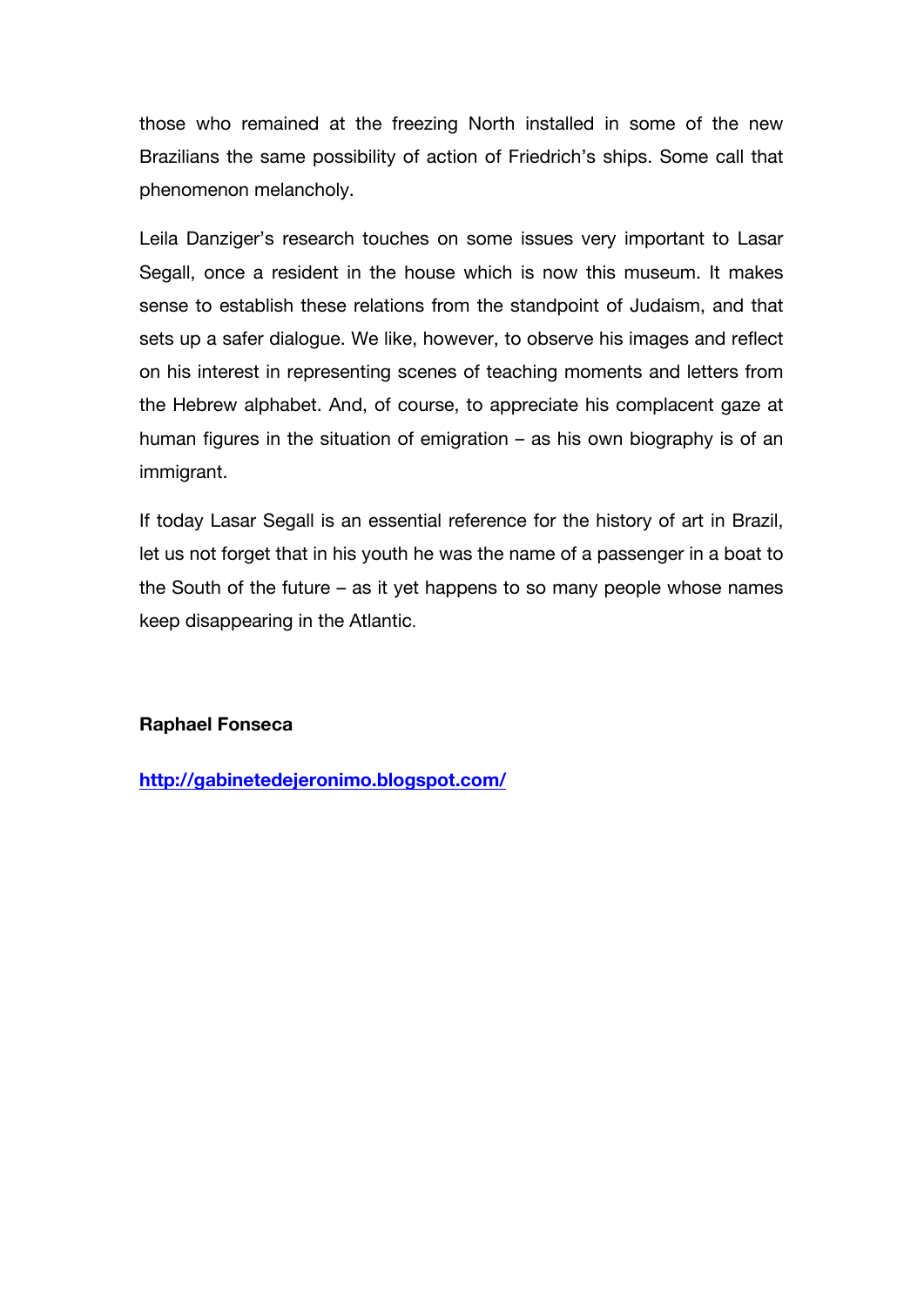those who remained at the freezing North installed in some of the new Brazilians the same possibility of action of Friedrich's ships. Some call that phenomenon melancholy.

Leila Danziger's research touches on some issues very important to Lasar Segall, once a resident in the house which is now this museum. It makes sense to establish these relations from the standpoint of Judaism, and that sets up a safer dialogue. We like, however, to observe his images and reflect on his interest in representing scenes of teaching moments and letters from the Hebrew alphabet. And, of course, to appreciate his complacent gaze at human figures in the situation of emigration – as his own biography is of an immigrant.

If today Lasar Segall is an essential reference for the history of art in Brazil, let us not forget that in his youth he was the name of a passenger in a boat to the South of the future – as it yet happens to so many people whose names keep disappearing in the Atlantic.

**Raphael Fonseca**

http://gabinetedejeronimo.blogspot.com/